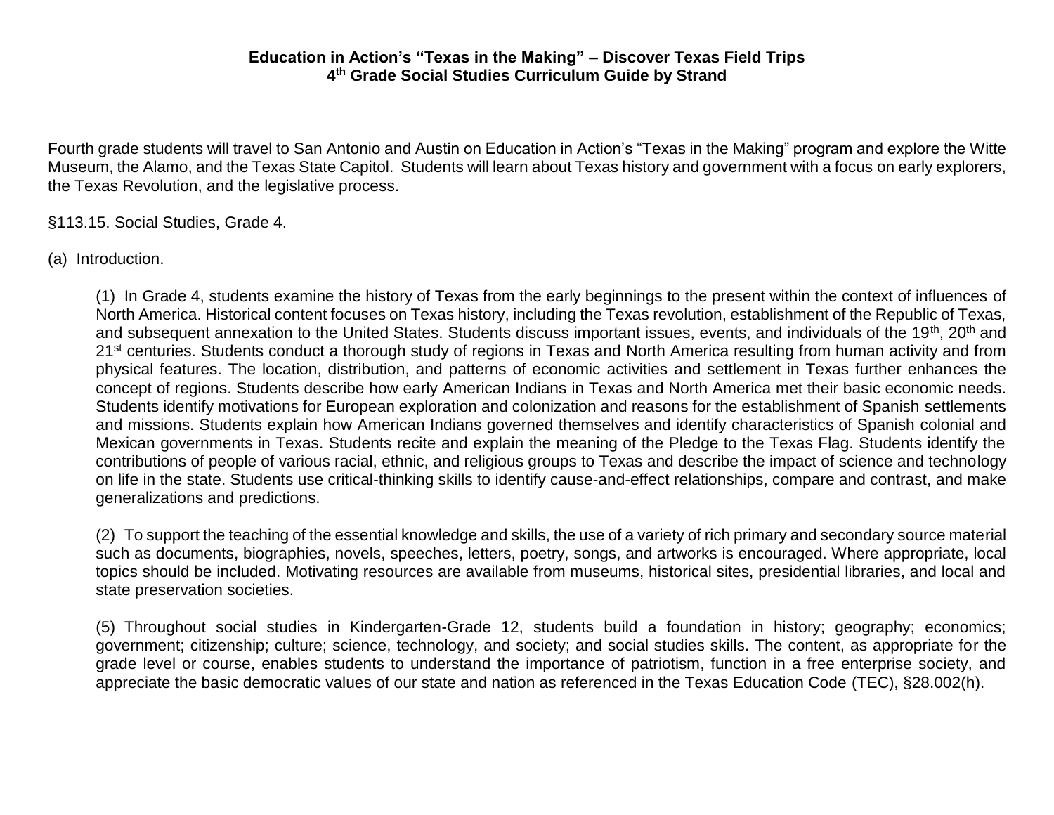**Education in Action's "Texas in the Making" – Discover Texas Field Trips**
**4th Grade Social Studies Curriculum Guide by Strand**

Fourth grade students will travel to San Antonio and Austin on Education in Action's "Texas in the Making" program and explore the Witte Museum, the Alamo, and the Texas State Capitol. Students will learn about Texas history and government with a focus on early explorers, the Texas Revolution, and the legislative process.

§113.15. Social Studies, Grade 4.

(a) Introduction.

(1) In Grade 4, students examine the history of Texas from the early beginnings to the present within the context of influences of North America. Historical content focuses on Texas history, including the Texas revolution, establishment of the Republic of Texas, and subsequent annexation to the United States. Students discuss important issues, events, and individuals of the 19th, 20th and 21st centuries. Students conduct a thorough study of regions in Texas and North America resulting from human activity and from physical features. The location, distribution, and patterns of economic activities and settlement in Texas further enhances the concept of regions. Students describe how early American Indians in Texas and North America met their basic economic needs. Students identify motivations for European exploration and colonization and reasons for the establishment of Spanish settlements and missions. Students explain how American Indians governed themselves and identify characteristics of Spanish colonial and Mexican governments in Texas. Students recite and explain the meaning of the Pledge to the Texas Flag. Students identify the contributions of people of various racial, ethnic, and religious groups to Texas and describe the impact of science and technology on life in the state. Students use critical-thinking skills to identify cause-and-effect relationships, compare and contrast, and make generalizations and predictions.

(2) To support the teaching of the essential knowledge and skills, the use of a variety of rich primary and secondary source material such as documents, biographies, novels, speeches, letters, poetry, songs, and artworks is encouraged. Where appropriate, local topics should be included. Motivating resources are available from museums, historical sites, presidential libraries, and local and state preservation societies.

(5) Throughout social studies in Kindergarten-Grade 12, students build a foundation in history; geography; economics; government; citizenship; culture; science, technology, and society; and social studies skills. The content, as appropriate for the grade level or course, enables students to understand the importance of patriotism, function in a free enterprise society, and appreciate the basic democratic values of our state and nation as referenced in the Texas Education Code (TEC), §28.002(h).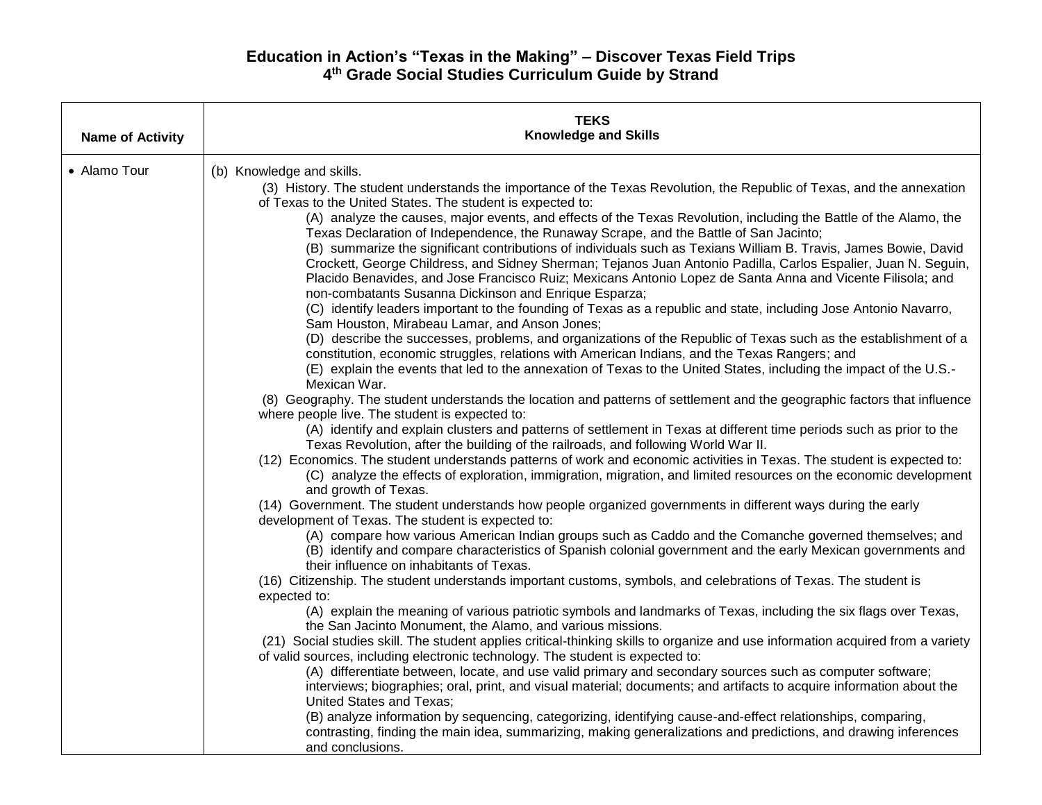# Education in Action's "Texas in the Making" – Discover Texas Field Trips
## 4th Grade Social Studies Curriculum Guide by Strand

| Name of Activity | TEKS<br>Knowledge and Skills |
| --- | --- |
| • Alamo Tour | (b) Knowledge and skills.<br>(3) History. The student understands the importance of the Texas Revolution, the Republic of Texas, and the annexation of Texas to the United States. The student is expected to:<br>(A) analyze the causes, major events, and effects of the Texas Revolution, including the Battle of the Alamo, the Texas Declaration of Independence, the Runaway Scrape, and the Battle of San Jacinto;<br>(B) summarize the significant contributions of individuals such as Texians William B. Travis, James Bowie, David Crockett, George Childress, and Sidney Sherman; Tejanos Juan Antonio Padilla, Carlos Espalier, Juan N. Seguin, Placido Benavides, and Jose Francisco Ruiz; Mexicans Antonio Lopez de Santa Anna and Vicente Filisola; and non-combatants Susanna Dickinson and Enrique Esparza;<br>(C) identify leaders important to the founding of Texas as a republic and state, including Jose Antonio Navarro, Sam Houston, Mirabeau Lamar, and Anson Jones;<br>(D) describe the successes, problems, and organizations of the Republic of Texas such as the establishment of a constitution, economic struggles, relations with American Indians, and the Texas Rangers; and<br>(E) explain the events that led to the annexation of Texas to the United States, including the impact of the U.S.-Mexican War.<br>(8) Geography. The student understands the location and patterns of settlement and the geographic factors that influence where people live. The student is expected to:<br>(A) identify and explain clusters and patterns of settlement in Texas at different time periods such as prior to the Texas Revolution, after the building of the railroads, and following World War II.<br>(12) Economics. The student understands patterns of work and economic activities in Texas. The student is expected to:<br>(C) analyze the effects of exploration, immigration, migration, and limited resources on the economic development and growth of Texas.<br>(14) Government. The student understands how people organized governments in different ways during the early development of Texas. The student is expected to:<br>(A) compare how various American Indian groups such as Caddo and the Comanche governed themselves; and<br>(B) identify and compare characteristics of Spanish colonial government and the early Mexican governments and their influence on inhabitants of Texas.<br>(16) Citizenship. The student understands important customs, symbols, and celebrations of Texas. The student is expected to:<br>(A) explain the meaning of various patriotic symbols and landmarks of Texas, including the six flags over Texas, the San Jacinto Monument, the Alamo, and various missions.<br>(21) Social studies skill. The student applies critical-thinking skills to organize and use information acquired from a variety of valid sources, including electronic technology. The student is expected to:<br>(A) differentiate between, locate, and use valid primary and secondary sources such as computer software; interviews; biographies; oral, print, and visual material; documents; and artifacts to acquire information about the United States and Texas;<br>(B) analyze information by sequencing, categorizing, identifying cause-and-effect relationships, comparing, contrasting, finding the main idea, summarizing, making generalizations and predictions, and drawing inferences and conclusions. |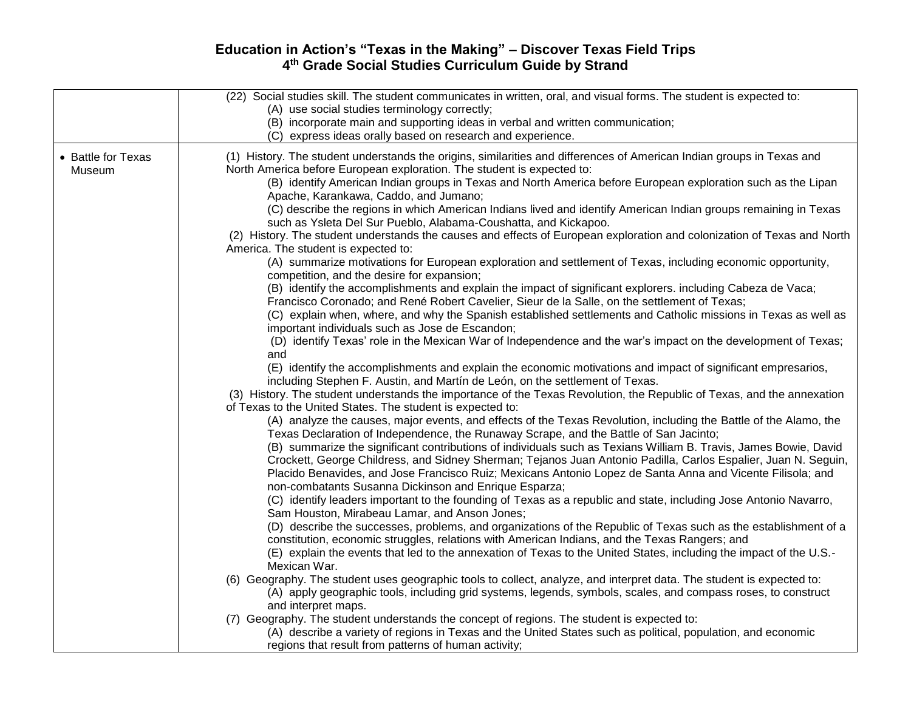# Education in Action's "Texas in the Making" – Discover Texas Field Trips
## 4th Grade Social Studies Curriculum Guide by Strand

| | |
|---|---|
| | (22) Social studies skill. The student communicates in written, oral, and visual forms. The student is expected to:<br>(A) use social studies terminology correctly;<br>(B) incorporate main and supporting ideas in verbal and written communication;<br>(C) express ideas orally based on research and experience. |
| • Battle for Texas Museum | (1) History. The student understands the origins, similarities and differences of American Indian groups in Texas and North America before European exploration. The student is expected to:<br>(B) identify American Indian groups in Texas and North America before European exploration such as the Lipan Apache, Karankawa, Caddo, and Jumano;<br>(C) describe the regions in which American Indians lived and identify American Indian groups remaining in Texas such as Ysleta Del Sur Pueblo, Alabama-Coushatta, and Kickapoo.<br>(2) History. The student understands the causes and effects of European exploration and colonization of Texas and North America. The student is expected to:<br>(A) summarize motivations for European exploration and settlement of Texas, including economic opportunity, competition, and the desire for expansion;<br>(B) identify the accomplishments and explain the impact of significant explorers. including Cabeza de Vaca; Francisco Coronado; and René Robert Cavelier, Sieur de la Salle, on the settlement of Texas;<br>(C) explain when, where, and why the Spanish established settlements and Catholic missions in Texas as well as important individuals such as Jose de Escandon;<br>(D) identify Texas' role in the Mexican War of Independence and the war's impact on the development of Texas; and<br>(E) identify the accomplishments and explain the economic motivations and impact of significant empresarios, including Stephen F. Austin, and Martín de León, on the settlement of Texas.<br>(3) History. The student understands the importance of the Texas Revolution, the Republic of Texas, and the annexation of Texas to the United States. The student is expected to:<br>(A) analyze the causes, major events, and effects of the Texas Revolution, including the Battle of the Alamo, the Texas Declaration of Independence, the Runaway Scrape, and the Battle of San Jacinto;<br>(B) summarize the significant contributions of individuals such as Texians William B. Travis, James Bowie, David Crockett, George Childress, and Sidney Sherman; Tejanos Juan Antonio Padilla, Carlos Espalier, Juan N. Seguin, Placido Benavides, and Jose Francisco Ruiz; Mexicans Antonio Lopez de Santa Anna and Vicente Filisola; and non-combatants Susanna Dickinson and Enrique Esparza;<br>(C) identify leaders important to the founding of Texas as a republic and state, including Jose Antonio Navarro, Sam Houston, Mirabeau Lamar, and Anson Jones;<br>(D) describe the successes, problems, and organizations of the Republic of Texas such as the establishment of a constitution, economic struggles, relations with American Indians, and the Texas Rangers; and<br>(E) explain the events that led to the annexation of Texas to the United States, including the impact of the U.S.-Mexican War.<br>(6) Geography. The student uses geographic tools to collect, analyze, and interpret data. The student is expected to:<br>(A) apply geographic tools, including grid systems, legends, symbols, scales, and compass roses, to construct and interpret maps.<br>(7) Geography. The student understands the concept of regions. The student is expected to:<br>(A) describe a variety of regions in Texas and the United States such as political, population, and economic regions that result from patterns of human activity; |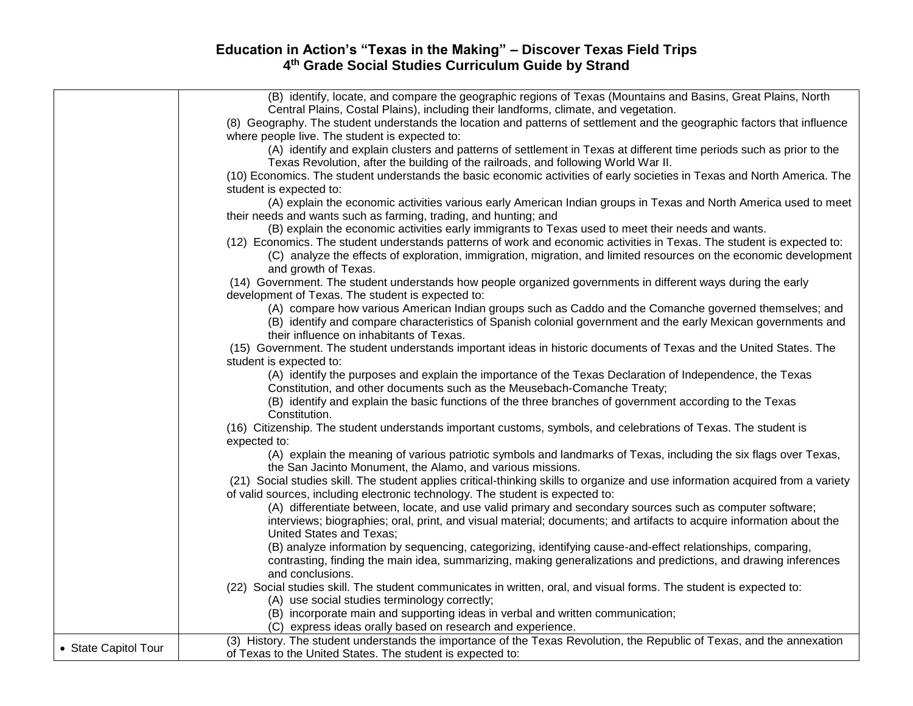| | |
|---|---|
| | (B) identify, locate, and compare the geographic regions of Texas (Mountains and Basins, Great Plains, North Central Plains, Costal Plains), including their landforms, climate, and vegetation.<br>(8) Geography. The student understands the location and patterns of settlement and the geographic factors that influence where people live. The student is expected to:<br>(A) identify and explain clusters and patterns of settlement in Texas at different time periods such as prior to the Texas Revolution, after the building of the railroads, and following World War II.<br>(10) Economics. The student understands the basic economic activities of early societies in Texas and North America. The student is expected to:<br>(A) explain the economic activities various early American Indian groups in Texas and North America used to meet their needs and wants such as farming, trading, and hunting; and<br>(B) explain the economic activities early immigrants to Texas used to meet their needs and wants.<br>(12) Economics. The student understands patterns of work and economic activities in Texas. The student is expected to:<br>(C) analyze the effects of exploration, immigration, migration, and limited resources on the economic development and growth of Texas.<br>(14) Government. The student understands how people organized governments in different ways during the early development of Texas. The student is expected to:<br>(A) compare how various American Indian groups such as Caddo and the Comanche governed themselves; and<br>(B) identify and compare characteristics of Spanish colonial government and the early Mexican governments and their influence on inhabitants of Texas.<br>(15) Government. The student understands important ideas in historic documents of Texas and the United States. The student is expected to:<br>(A) identify the purposes and explain the importance of the Texas Declaration of Independence, the Texas Constitution, and other documents such as the Meusebach-Comanche Treaty;<br>(B) identify and explain the basic functions of the three branches of government according to the Texas Constitution.<br>(16) Citizenship. The student understands important customs, symbols, and celebrations of Texas. The student is expected to:<br>(A) explain the meaning of various patriotic symbols and landmarks of Texas, including the six flags over Texas, the San Jacinto Monument, the Alamo, and various missions.<br>(21) Social studies skill. The student applies critical-thinking skills to organize and use information acquired from a variety of valid sources, including electronic technology. The student is expected to:<br>(A) differentiate between, locate, and use valid primary and secondary sources such as computer software; interviews; biographies; oral, print, and visual material; documents; and artifacts to acquire information about the United States and Texas;<br>(B) analyze information by sequencing, categorizing, identifying cause-and-effect relationships, comparing, contrasting, finding the main idea, summarizing, making generalizations and predictions, and drawing inferences and conclusions.<br>(22) Social studies skill. The student communicates in written, oral, and visual forms. The student is expected to:<br>(A) use social studies terminology correctly;<br>(B) incorporate main and supporting ideas in verbal and written communication;<br>(C) express ideas orally based on research and experience. |
| • State Capitol Tour | (3) History. The student understands the importance of the Texas Revolution, the Republic of Texas, and the annexation of Texas to the United States. The student is expected to: |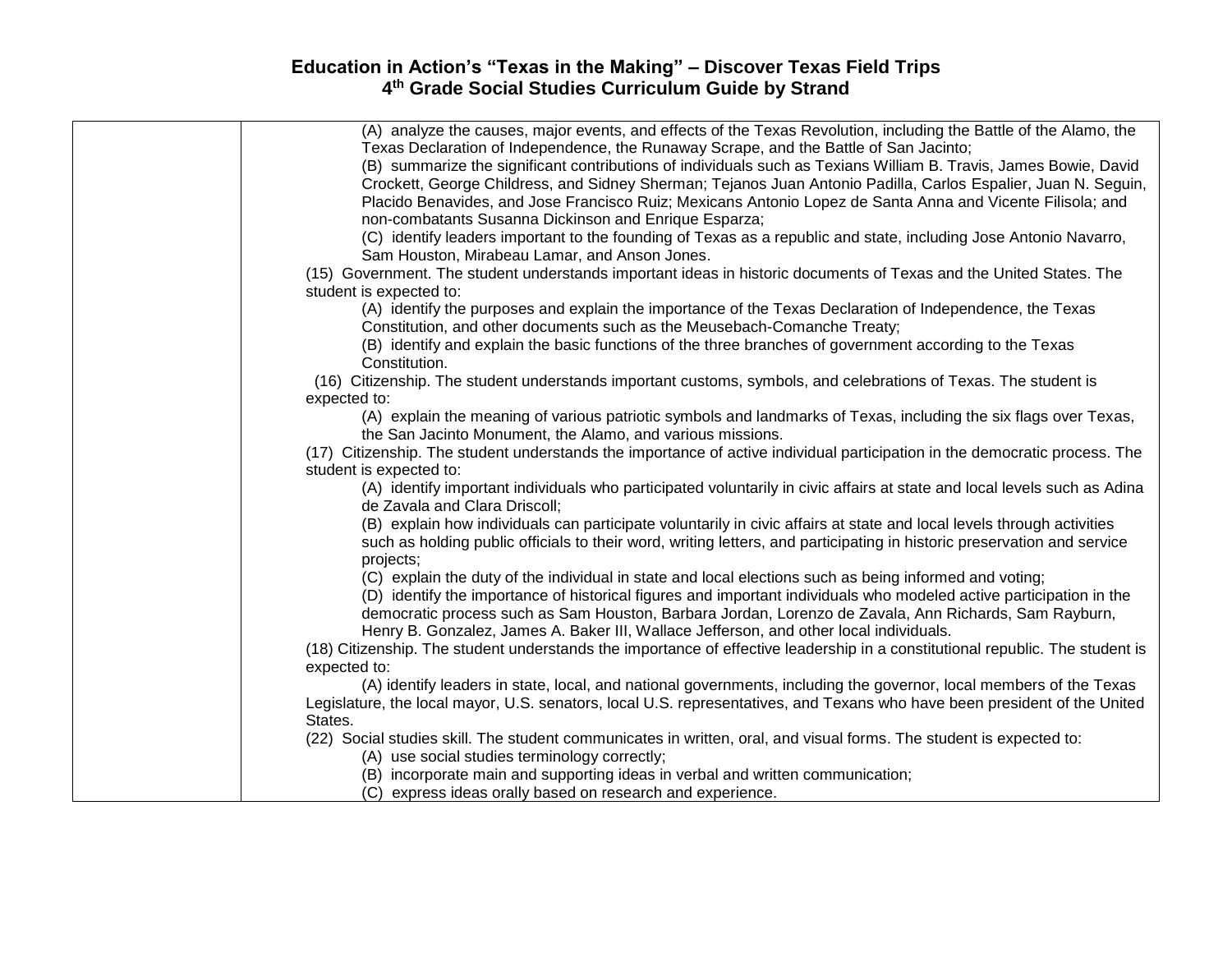# Education in Action's "Texas in the Making" – Discover Texas Field Trips
## 4th Grade Social Studies Curriculum Guide by Strand

| | |
|---|---|
| | (A) analyze the causes, major events, and effects of the Texas Revolution, including the Battle of the Alamo, the Texas Declaration of Independence, the Runaway Scrape, and the Battle of San Jacinto;<br>(B) summarize the significant contributions of individuals such as Texians William B. Travis, James Bowie, David Crockett, George Childress, and Sidney Sherman; Tejanos Juan Antonio Padilla, Carlos Espalier, Juan N. Seguin, Placido Benavides, and Jose Francisco Ruiz; Mexicans Antonio Lopez de Santa Anna and Vicente Filisola; and non-combatants Susanna Dickinson and Enrique Esparza;<br>(C) identify leaders important to the founding of Texas as a republic and state, including Jose Antonio Navarro, Sam Houston, Mirabeau Lamar, and Anson Jones.<br>(15) Government. The student understands important ideas in historic documents of Texas and the United States. The student is expected to:<br>(A) identify the purposes and explain the importance of the Texas Declaration of Independence, the Texas Constitution, and other documents such as the Meusebach-Comanche Treaty;<br>(B) identify and explain the basic functions of the three branches of government according to the Texas Constitution.<br>(16) Citizenship. The student understands important customs, symbols, and celebrations of Texas. The student is expected to:<br>(A) explain the meaning of various patriotic symbols and landmarks of Texas, including the six flags over Texas, the San Jacinto Monument, the Alamo, and various missions.<br>(17) Citizenship. The student understands the importance of active individual participation in the democratic process. The student is expected to:<br>(A) identify important individuals who participated voluntarily in civic affairs at state and local levels such as Adina de Zavala and Clara Driscoll;<br>(B) explain how individuals can participate voluntarily in civic affairs at state and local levels through activities such as holding public officials to their word, writing letters, and participating in historic preservation and service projects;<br>(C) explain the duty of the individual in state and local elections such as being informed and voting;<br>(D) identify the importance of historical figures and important individuals who modeled active participation in the democratic process such as Sam Houston, Barbara Jordan, Lorenzo de Zavala, Ann Richards, Sam Rayburn, Henry B. Gonzalez, James A. Baker III, Wallace Jefferson, and other local individuals.<br>(18) Citizenship. The student understands the importance of effective leadership in a constitutional republic. The student is expected to:<br>(A) identify leaders in state, local, and national governments, including the governor, local members of the Texas Legislature, the local mayor, U.S. senators, local U.S. representatives, and Texans who have been president of the United States.<br>(22) Social studies skill. The student communicates in written, oral, and visual forms. The student is expected to:<br>(A) use social studies terminology correctly;<br>(B) incorporate main and supporting ideas in verbal and written communication;<br>(C) express ideas orally based on research and experience. |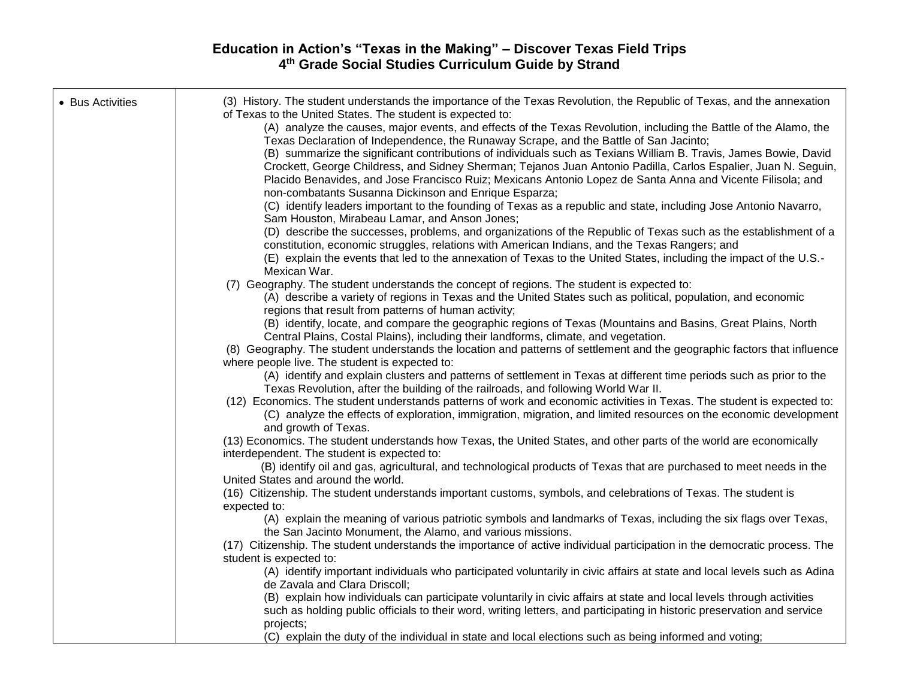# Education in Action's "Texas in the Making" – Discover Texas Field Trips
## 4th Grade Social Studies Curriculum Guide by Strand

| | |
|---|---|
| • Bus Activities | (3) History. The student understands the importance of the Texas Revolution, the Republic of Texas, and the annexation of Texas to the United States. The student is expected to:<br>(A) analyze the causes, major events, and effects of the Texas Revolution, including the Battle of the Alamo, the Texas Declaration of Independence, the Runaway Scrape, and the Battle of San Jacinto;<br>(B) summarize the significant contributions of individuals such as Texians William B. Travis, James Bowie, David Crockett, George Childress, and Sidney Sherman; Tejanos Juan Antonio Padilla, Carlos Espalier, Juan N. Seguin, Placido Benavides, and Jose Francisco Ruiz; Mexicans Antonio Lopez de Santa Anna and Vicente Filisola; and non-combatants Susanna Dickinson and Enrique Esparza;<br>(C) identify leaders important to the founding of Texas as a republic and state, including Jose Antonio Navarro, Sam Houston, Mirabeau Lamar, and Anson Jones;<br>(D) describe the successes, problems, and organizations of the Republic of Texas such as the establishment of a constitution, economic struggles, relations with American Indians, and the Texas Rangers; and<br>(E) explain the events that led to the annexation of Texas to the United States, including the impact of the U.S.-Mexican War.<br>(7) Geography. The student understands the concept of regions. The student is expected to:<br>(A) describe a variety of regions in Texas and the United States such as political, population, and economic regions that result from patterns of human activity;<br>(B) identify, locate, and compare the geographic regions of Texas (Mountains and Basins, Great Plains, North Central Plains, Costal Plains), including their landforms, climate, and vegetation.<br>(8) Geography. The student understands the location and patterns of settlement and the geographic factors that influence where people live. The student is expected to:<br>(A) identify and explain clusters and patterns of settlement in Texas at different time periods such as prior to the Texas Revolution, after the building of the railroads, and following World War II.<br>(12) Economics. The student understands patterns of work and economic activities in Texas. The student is expected to:<br>(C) analyze the effects of exploration, immigration, migration, and limited resources on the economic development and growth of Texas.<br>(13) Economics. The student understands how Texas, the United States, and other parts of the world are economically interdependent. The student is expected to:<br>(B) identify oil and gas, agricultural, and technological products of Texas that are purchased to meet needs in the United States and around the world.<br>(16) Citizenship. The student understands important customs, symbols, and celebrations of Texas. The student is expected to:<br>(A) explain the meaning of various patriotic symbols and landmarks of Texas, including the six flags over Texas, the San Jacinto Monument, the Alamo, and various missions.<br>(17) Citizenship. The student understands the importance of active individual participation in the democratic process. The student is expected to:<br>(A) identify important individuals who participated voluntarily in civic affairs at state and local levels such as Adina de Zavala and Clara Driscoll;<br>(B) explain how individuals can participate voluntarily in civic affairs at state and local levels through activities such as holding public officials to their word, writing letters, and participating in historic preservation and service projects;<br>(C) explain the duty of the individual in state and local elections such as being informed and voting; |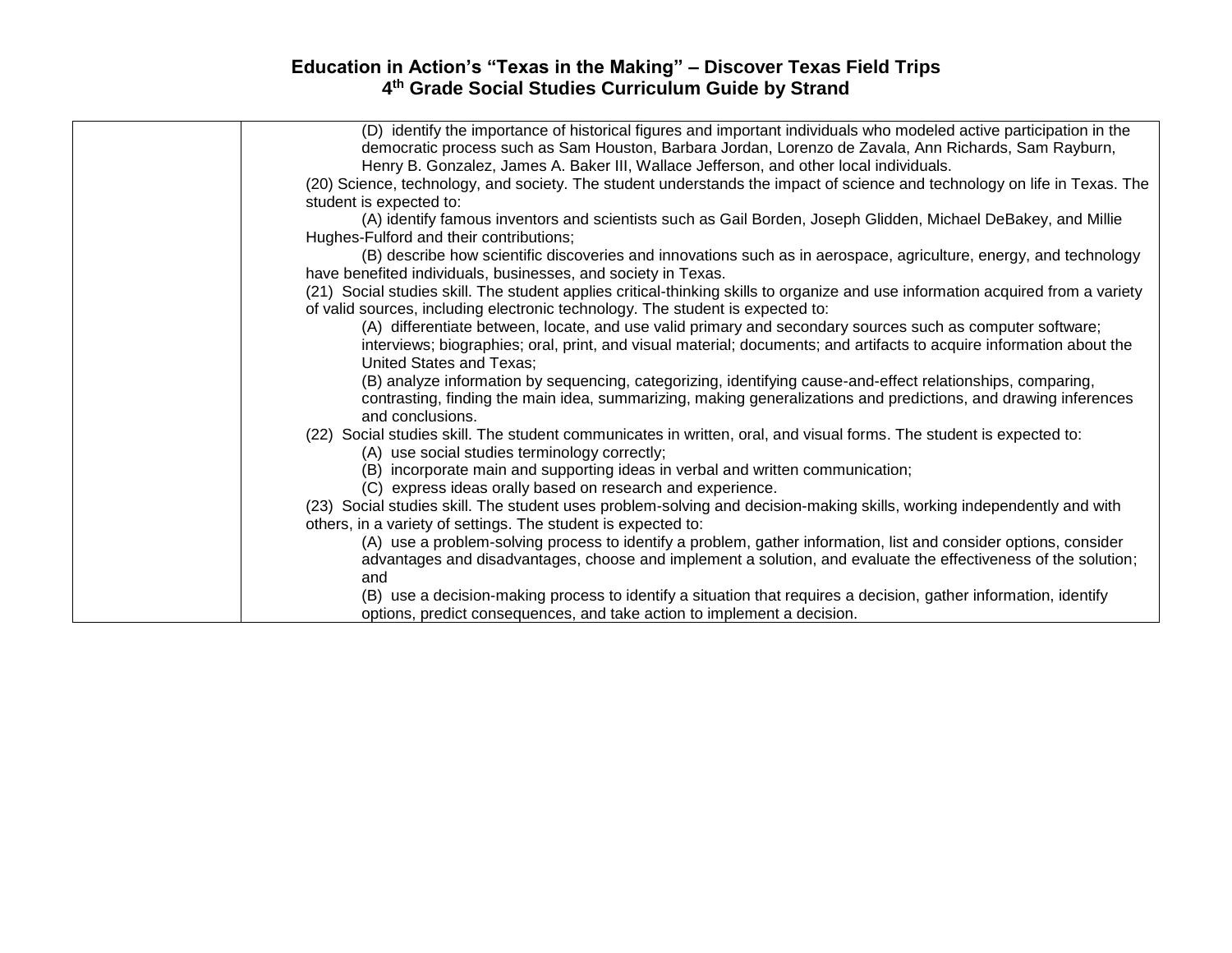| | |
|---|---|
| | (D) identify the importance of historical figures and important individuals who modeled active participation in the democratic process such as Sam Houston, Barbara Jordan, Lorenzo de Zavala, Ann Richards, Sam Rayburn, Henry B. Gonzalez, James A. Baker III, Wallace Jefferson, and other local individuals.<br>(20) Science, technology, and society. The student understands the impact of science and technology on life in Texas. The student is expected to:<br>(A) identify famous inventors and scientists such as Gail Borden, Joseph Glidden, Michael DeBakey, and Millie Hughes-Fulford and their contributions;<br>(B) describe how scientific discoveries and innovations such as in aerospace, agriculture, energy, and technology have benefited individuals, businesses, and society in Texas.<br>(21) Social studies skill. The student applies critical-thinking skills to organize and use information acquired from a variety of valid sources, including electronic technology. The student is expected to:<br>(A) differentiate between, locate, and use valid primary and secondary sources such as computer software; interviews; biographies; oral, print, and visual material; documents; and artifacts to acquire information about the United States and Texas;<br>(B) analyze information by sequencing, categorizing, identifying cause-and-effect relationships, comparing, contrasting, finding the main idea, summarizing, making generalizations and predictions, and drawing inferences and conclusions.<br>(22) Social studies skill. The student communicates in written, oral, and visual forms. The student is expected to:<br>(A) use social studies terminology correctly;<br>(B) incorporate main and supporting ideas in verbal and written communication;<br>(C) express ideas orally based on research and experience.<br>(23) Social studies skill. The student uses problem-solving and decision-making skills, working independently and with others, in a variety of settings. The student is expected to:<br>(A) use a problem-solving process to identify a problem, gather information, list and consider options, consider advantages and disadvantages, choose and implement a solution, and evaluate the effectiveness of the solution; and<br>(B) use a decision-making process to identify a situation that requires a decision, gather information, identify options, predict consequences, and take action to implement a decision. |